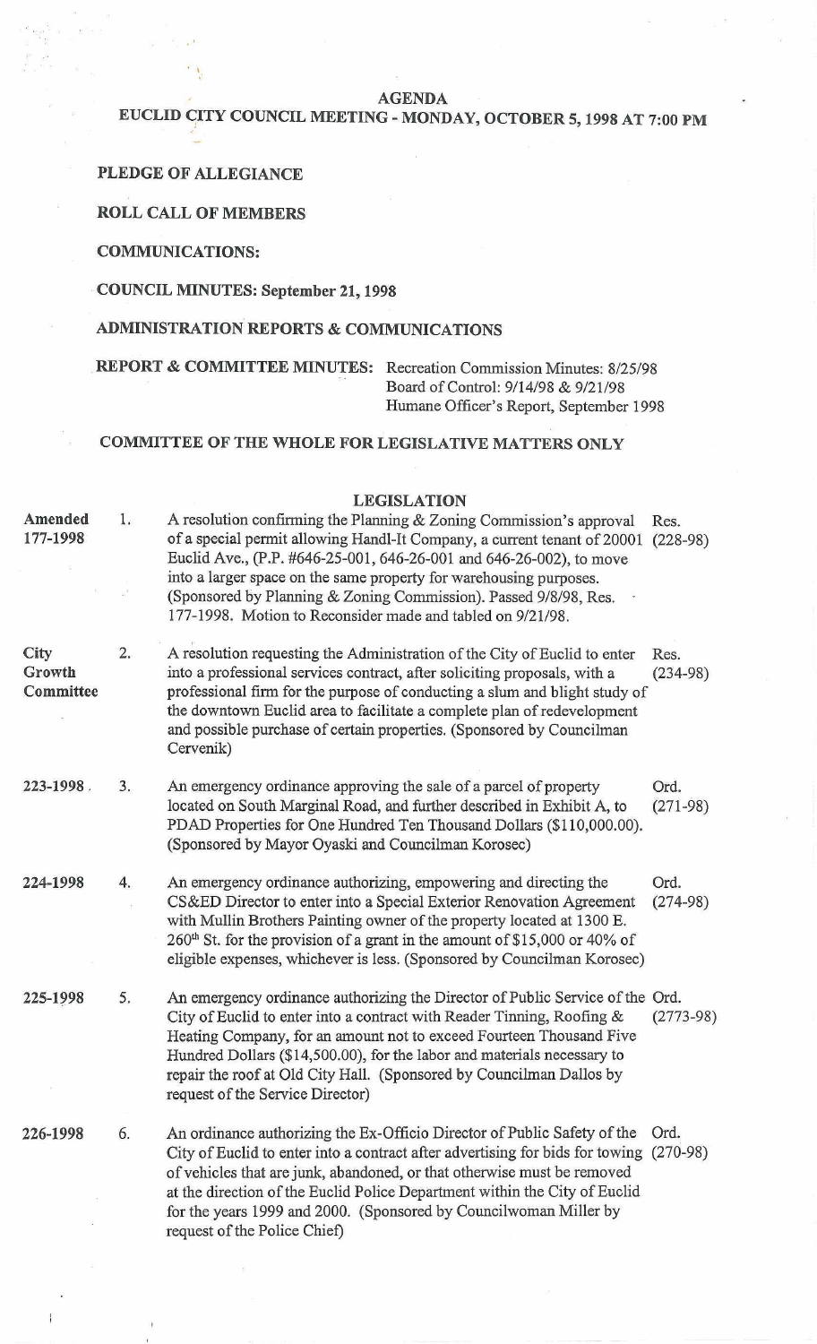# AGENDA

## EUCLID CITY COUNCIL MEETING - MONDAY, OCTOBER 5, 1998 AT 7:00 PM

**PLEDGE OF ALLEGIANCE**

**ROLL CALL OF MEMBERS**

**COMMUNICATIONS:**

**COUNCIL MINUTES: September 21, 1998**

**ADMINISTRATION REPORTS & COMMUNICATIONS**

**REPORT & COMMITTEE MINUTES:** Recreation Commission Minutes: 8/25/98
Board of Control: 9/14/98 & 9/21/98
Humane Officer's Report, September 1998

**COMMITTEE OF THE WHOLE FOR LEGISLATIVE MATTERS ONLY**

## LEGISLATION

| | No. | Description | Type |
|---|---|---|---|
| **Amended 177-1998** | 1. | A resolution confirming the Planning & Zoning Commission's approval of a special permit allowing Handl-It Company, a current tenant of 20001 Euclid Ave., (P.P. #646-25-001, 646-26-001 and 646-26-002), to move into a larger space on the same property for warehousing purposes. (Sponsored by Planning & Zoning Commission). Passed 9/8/98, Res. 177-1998. Motion to Reconsider made and tabled on 9/21/98. | Res. (228-98) |
| **City Growth Committee** | 2. | A resolution requesting the Administration of the City of Euclid to enter into a professional services contract, after soliciting proposals, with a professional firm for the purpose of conducting a slum and blight study of the downtown Euclid area to facilitate a complete plan of redevelopment and possible purchase of certain properties. (Sponsored by Councilman Cervenik) | Res. (234-98) |
| **223-1998** | 3. | An emergency ordinance approving the sale of a parcel of property located on South Marginal Road, and further described in Exhibit A, to PDAD Properties for One Hundred Ten Thousand Dollars ($110,000.00). (Sponsored by Mayor Oyaski and Councilman Korosec) | Ord. (271-98) |
| **224-1998** | 4. | An emergency ordinance authorizing, empowering and directing the CS&ED Director to enter into a Special Exterior Renovation Agreement with Mullin Brothers Painting owner of the property located at 1300 E. 260th St. for the provision of a grant in the amount of $15,000 or 40% of eligible expenses, whichever is less. (Sponsored by Councilman Korosec) | Ord. (274-98) |
| **225-1998** | 5. | An emergency ordinance authorizing the Director of Public Service of the City of Euclid to enter into a contract with Reader Tinning, Roofing & Heating Company, for an amount not to exceed Fourteen Thousand Five Hundred Dollars ($14,500.00), for the labor and materials necessary to repair the roof at Old City Hall. (Sponsored by Councilman Dallos by request of the Service Director) | Ord. (2773-98) |
| **226-1998** | 6. | An ordinance authorizing the Ex-Officio Director of Public Safety of the City of Euclid to enter into a contract after advertising for bids for towing of vehicles that are junk, abandoned, or that otherwise must be removed at the direction of the Euclid Police Department within the City of Euclid for the years 1999 and 2000. (Sponsored by Councilwoman Miller by request of the Police Chief) | Ord. (270-98) |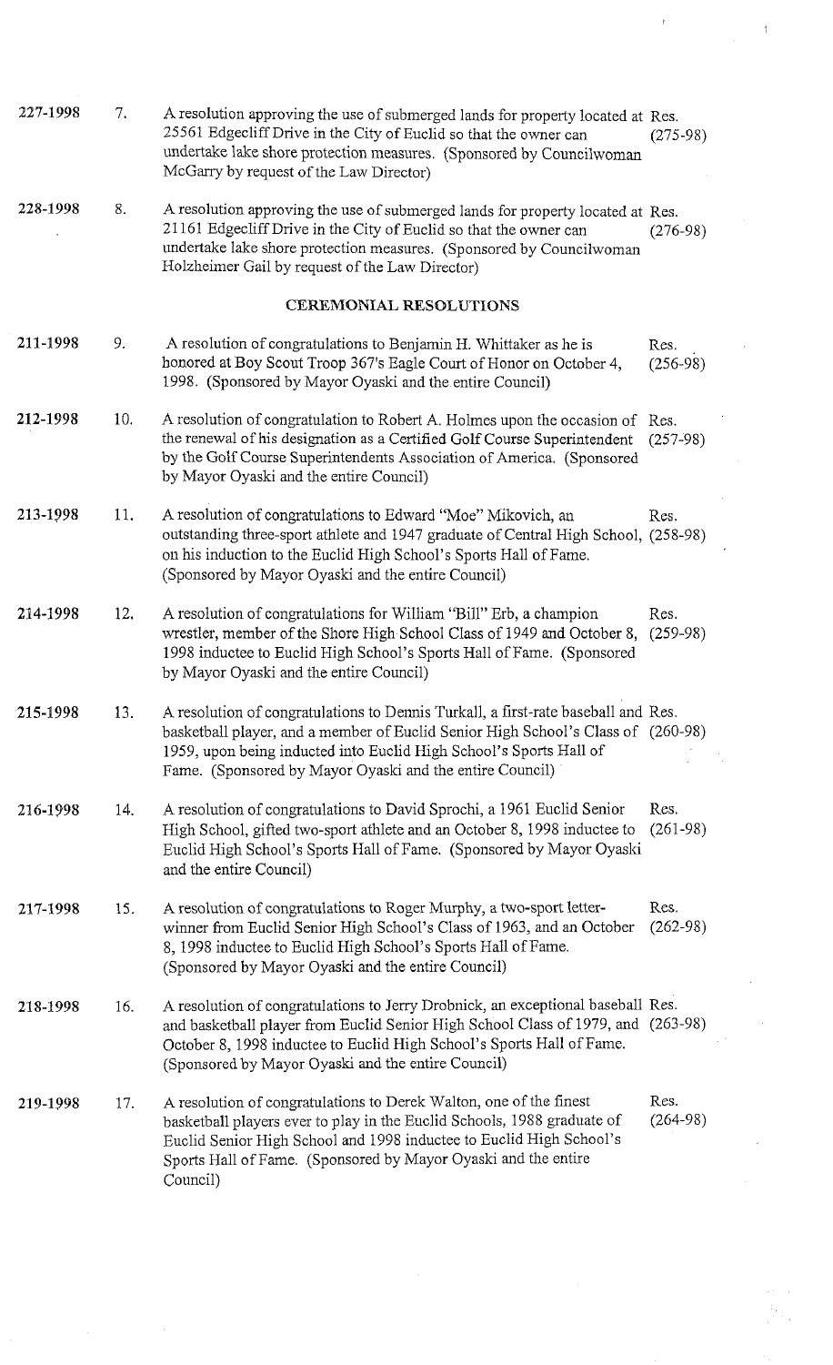| | | | |
|---|---|---|---|
| 227-1998 | 7. | A resolution approving the use of submerged lands for property located at 25561 Edgecliff Drive in the City of Euclid so that the owner can undertake lake shore protection measures. (Sponsored by Councilwoman McGarry by request of the Law Director) | Res. (275-98) |
| 228-1998 | 8. | A resolution approving the use of submerged lands for property located at 21161 Edgecliff Drive in the City of Euclid so that the owner can undertake lake shore protection measures. (Sponsored by Councilwoman Holzheimer Gail by request of the Law Director) | Res. (276-98) |

**CEREMONIAL RESOLUTIONS**

| | | | |
|---|---|---|---|
| 211-1998 | 9. | A resolution of congratulations to Benjamin H. Whittaker as he is honored at Boy Scout Troop 367's Eagle Court of Honor on October 4, 1998. (Sponsored by Mayor Oyaski and the entire Council) | Res. (256-98) |
| 212-1998 | 10. | A resolution of congratulation to Robert A. Holmes upon the occasion of the renewal of his designation as a Certified Golf Course Superintendent by the Golf Course Superintendents Association of America. (Sponsored by Mayor Oyaski and the entire Council) | Res. (257-98) |
| 213-1998 | 11. | A resolution of congratulations to Edward "Moe" Mikovich, an outstanding three-sport athlete and 1947 graduate of Central High School, on his induction to the Euclid High School's Sports Hall of Fame. (Sponsored by Mayor Oyaski and the entire Council) | Res. (258-98) |
| 214-1998 | 12. | A resolution of congratulations for William "Bill" Erb, a champion wrestler, member of the Shore High School Class of 1949 and October 8, 1998 inductee to Euclid High School's Sports Hall of Fame. (Sponsored by Mayor Oyaski and the entire Council) | Res. (259-98) |
| 215-1998 | 13. | A resolution of congratulations to Dennis Turkall, a first-rate baseball and basketball player, and a member of Euclid Senior High School's Class of 1959, upon being inducted into Euclid High School's Sports Hall of Fame. (Sponsored by Mayor Oyaski and the entire Council) | Res. (260-98) |
| 216-1998 | 14. | A resolution of congratulations to David Sprochi, a 1961 Euclid Senior High School, gifted two-sport athlete and an October 8, 1998 inductee to Euclid High School's Sports Hall of Fame. (Sponsored by Mayor Oyaski and the entire Council) | Res. (261-98) |
| 217-1998 | 15. | A resolution of congratulations to Roger Murphy, a two-sport letter-winner from Euclid Senior High School's Class of 1963, and an October 8, 1998 inductee to Euclid High School's Sports Hall of Fame. (Sponsored by Mayor Oyaski and the entire Council) | Res. (262-98) |
| 218-1998 | 16. | A resolution of congratulations to Jerry Drobnick, an exceptional baseball and basketball player from Euclid Senior High School Class of 1979, and October 8, 1998 inductee to Euclid High School's Sports Hall of Fame. (Sponsored by Mayor Oyaski and the entire Council) | Res. (263-98) |
| 219-1998 | 17. | A resolution of congratulations to Derek Walton, one of the finest basketball players ever to play in the Euclid Schools, 1988 graduate of Euclid Senior High School and 1998 inductee to Euclid High School's Sports Hall of Fame. (Sponsored by Mayor Oyaski and the entire Council) | Res. (264-98) |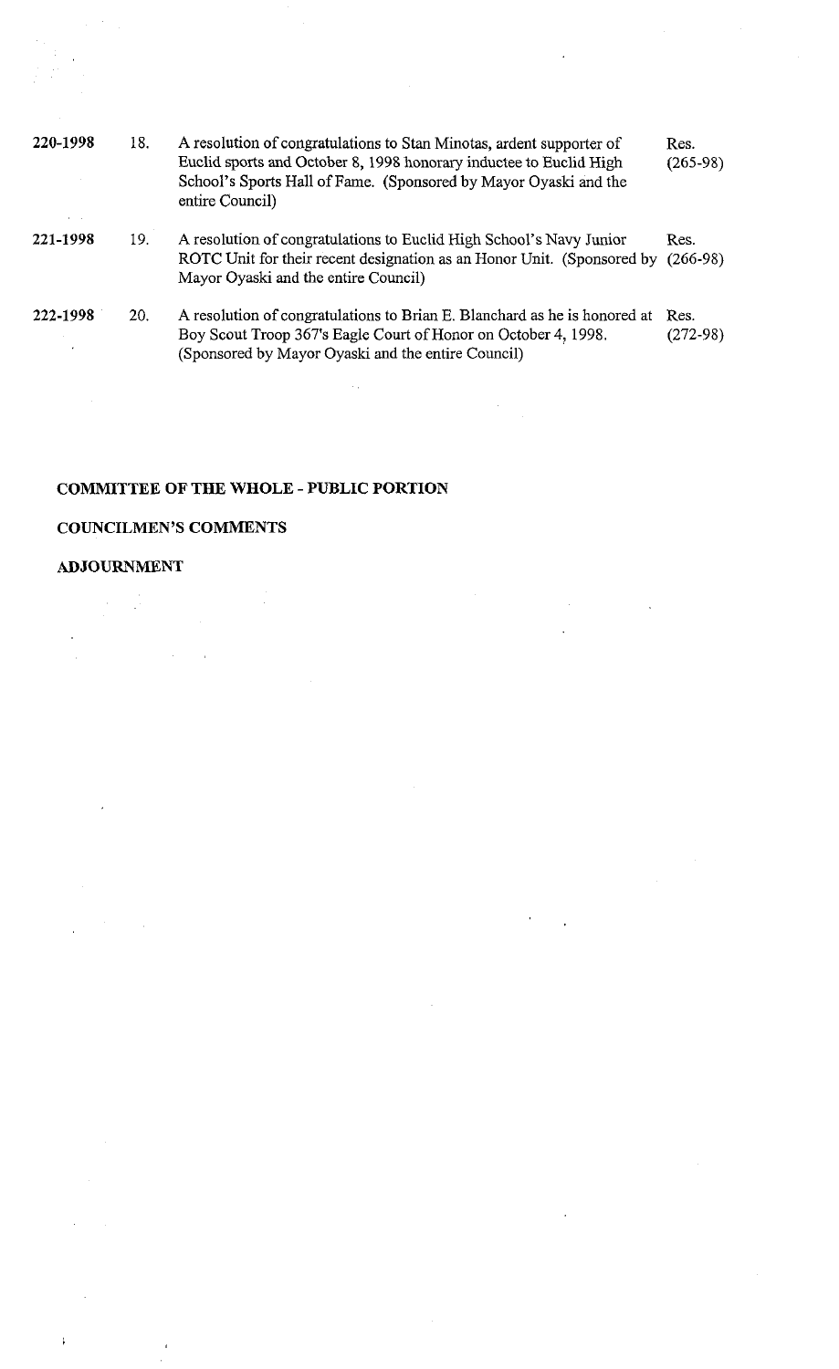| | | | |
|---|---|---|---|
| **220-1998** | 18. | A resolution of congratulations to Stan Minotas, ardent supporter of Euclid sports and October 8, 1998 honorary inductee to Euclid High School's Sports Hall of Fame. (Sponsored by Mayor Oyaski and the entire Council) | Res. (265-98) |
| **221-1998** | 19. | A resolution of congratulations to Euclid High School's Navy Junior ROTC Unit for their recent designation as an Honor Unit. (Sponsored by Mayor Oyaski and the entire Council) | Res. (266-98) |
| **222-1998** | 20. | A resolution of congratulations to Brian E. Blanchard as he is honored at Boy Scout Troop 367's Eagle Court of Honor on October 4, 1998. (Sponsored by Mayor Oyaski and the entire Council) | Res. (272-98) |

**COMMITTEE OF THE WHOLE - PUBLIC PORTION**

**COUNCILMEN'S COMMENTS**

**ADJOURNMENT**